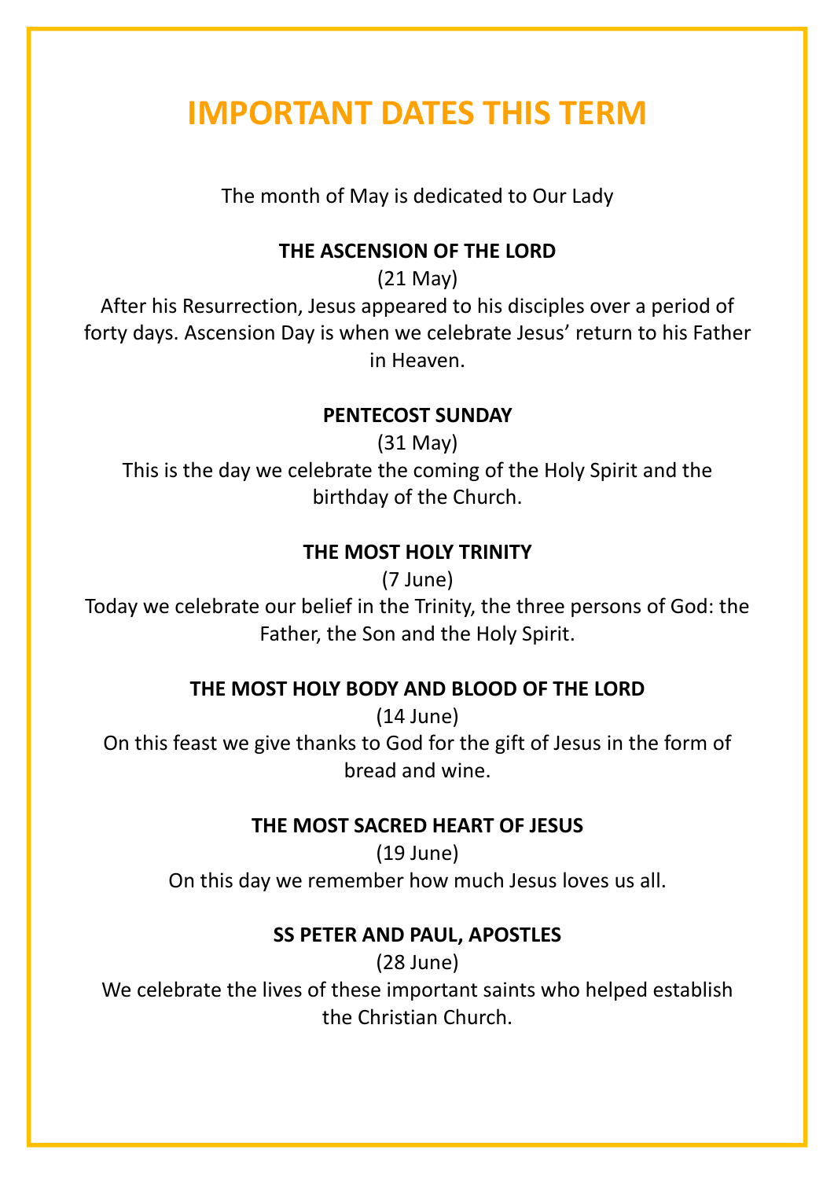# IMPORTANT DATES THIS TERM

The month of May is dedicated to Our Lady

### THE ASCENSION OF THE LORD

(21 May)

After his Resurrection, Jesus appeared to his disciples over a period of forty days. Ascension Day is when we celebrate Jesus' return to his Father in Heaven.

### PENTECOST SUNDAY

(31 May)

This is the day we celebrate the coming of the Holy Spirit and the birthday of the Church.

### THE MOST HOLY TRINITY

(7 June)

Today we celebrate our belief in the Trinity, the three persons of God: the Father, the Son and the Holy Spirit.

### THE MOST HOLY BODY AND BLOOD OF THE LORD

(14 June)

On this feast we give thanks to God for the gift of Jesus in the form of bread and wine.

### THE MOST SACRED HEART OF JESUS

(19 June)

On this day we remember how much Jesus loves us all.

### SS PETER AND PAUL, APOSTLES

(28 June)

We celebrate the lives of these important saints who helped establish the Christian Church.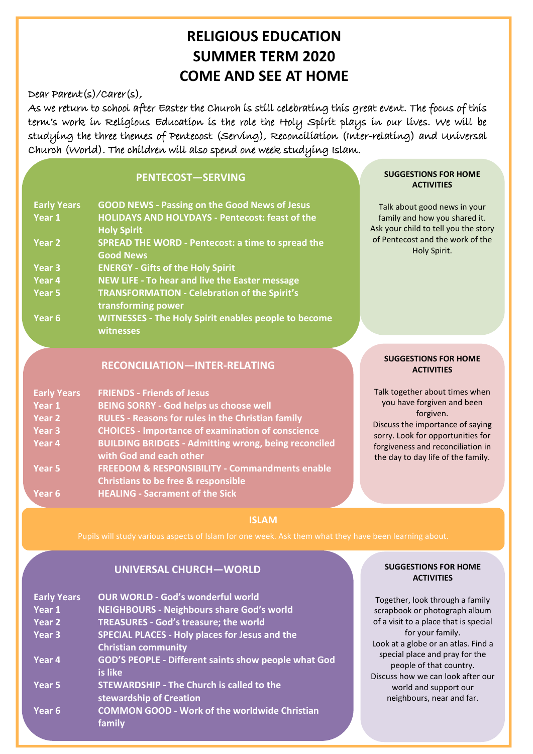# RELIGIOUS EDUCATION
# SUMMER TERM 2020
# COME AND SEE AT HOME

Dear Parent(s)/Carer(s),

As we return to school after Easter the Church is still celebrating this great event. The focus of this term's work in Religious Education is the role the Holy Spirit plays in our lives. We will be studying the three themes of Pentecost (Serving), Reconciliation (Inter-relating) and Universal Church (World). The children will also spend one week studying Islam.

## PENTECOST—SERVING

| | |
|---|---|
| **Early Years** | **GOOD NEWS - Passing on the Good News of Jesus** |
| **Year 1** | **HOLIDAYS AND HOLYDAYS - Pentecost: feast of the Holy Spirit** |
| **Year 2** | **SPREAD THE WORD - Pentecost: a time to spread the Good News** |
| **Year 3** | **ENERGY - Gifts of the Holy Spirit** |
| **Year 4** | **NEW LIFE - To hear and live the Easter message** |
| **Year 5** | **TRANSFORMATION - Celebration of the Spirit's transforming power** |
| **Year 6** | **WITNESSES - The Holy Spirit enables people to become witnesses** |

### SUGGESTIONS FOR HOME ACTIVITIES

Talk about good news in your family and how you shared it. Ask your child to tell you the story of Pentecost and the work of the Holy Spirit.

## RECONCILIATION—INTER-RELATING

| | |
|---|---|
| **Early Years** | **FRIENDS - Friends of Jesus** |
| **Year 1** | **BEING SORRY - God helps us choose well** |
| **Year 2** | **RULES - Reasons for rules in the Christian family** |
| **Year 3** | **CHOICES - Importance of examination of conscience** |
| **Year 4** | **BUILDING BRIDGES - Admitting wrong, being reconciled with God and each other** |
| **Year 5** | **FREEDOM & RESPONSIBILITY - Commandments enable Christians to be free & responsible** |
| **Year 6** | **HEALING - Sacrament of the Sick** |

### SUGGESTIONS FOR HOME ACTIVITIES

Talk together about times when you have forgiven and been forgiven.
Discuss the importance of saying sorry. Look for opportunities for forgiveness and reconciliation in the day to day life of the family.

## ISLAM

Pupils will study various aspects of Islam for one week. Ask them what they have been learning about.

## UNIVERSAL CHURCH—WORLD

| | |
|---|---|
| **Early Years** | **OUR WORLD - God's wonderful world** |
| **Year 1** | **NEIGHBOURS - Neighbours share God's world** |
| **Year 2** | **TREASURES - God's treasure; the world** |
| **Year 3** | **SPECIAL PLACES - Holy places for Jesus and the Christian community** |
| **Year 4** | **GOD'S PEOPLE - Different saints show people what God is like** |
| **Year 5** | **STEWARDSHIP - The Church is called to the stewardship of Creation** |
| **Year 6** | **COMMON GOOD - Work of the worldwide Christian family** |

### SUGGESTIONS FOR HOME ACTIVITIES

Together, look through a family scrapbook or photograph album of a visit to a place that is special for your family.
Look at a globe or an atlas. Find a special place and pray for the people of that country.
Discuss how we can look after our world and support our neighbours, near and far.